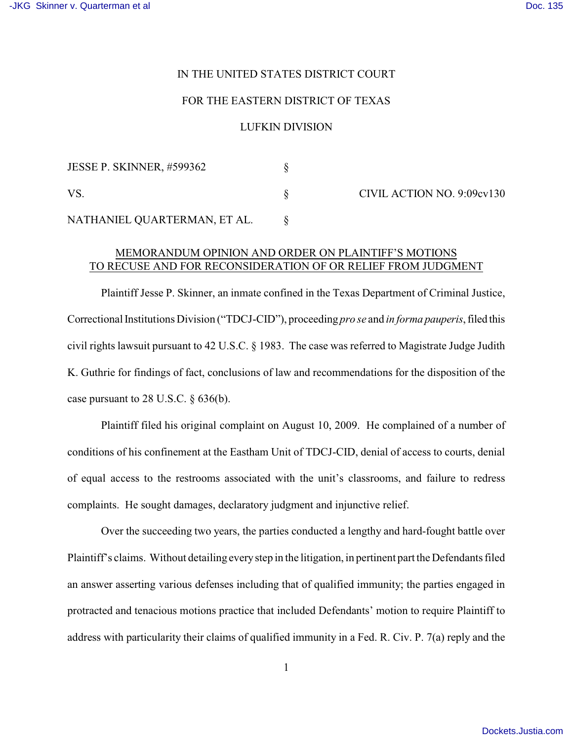IN THE UNITED STATES DISTRICT COURT

FOR THE EASTERN DISTRICT OF TEXAS

LUFKIN DIVISION

| | | |
|---|---|---|
| JESSE P. SKINNER, #599362 | § | |
| VS. | § | CIVIL ACTION NO. 9:09cv130 |
| NATHANIEL QUARTERMAN, ET AL. | § | |

MEMORANDUM OPINION AND ORDER ON PLAINTIFF'S MOTIONS TO RECUSE AND FOR RECONSIDERATION OF OR RELIEF FROM JUDGMENT

Plaintiff Jesse P. Skinner, an inmate confined in the Texas Department of Criminal Justice, Correctional Institutions Division ("TDCJ-CID"), proceeding *pro se* and *in forma pauperis*, filed this civil rights lawsuit pursuant to 42 U.S.C. § 1983. The case was referred to Magistrate Judge Judith K. Guthrie for findings of fact, conclusions of law and recommendations for the disposition of the case pursuant to 28 U.S.C. § 636(b).

Plaintiff filed his original complaint on August 10, 2009. He complained of a number of conditions of his confinement at the Eastham Unit of TDCJ-CID, denial of access to courts, denial of equal access to the restrooms associated with the unit's classrooms, and failure to redress complaints. He sought damages, declaratory judgment and injunctive relief.

Over the succeeding two years, the parties conducted a lengthy and hard-fought battle over Plaintiff's claims. Without detailing every step in the litigation, in pertinent part the Defendants filed an answer asserting various defenses including that of qualified immunity; the parties engaged in protracted and tenacious motions practice that included Defendants' motion to require Plaintiff to address with particularity their claims of qualified immunity in a Fed. R. Civ. P. 7(a) reply and the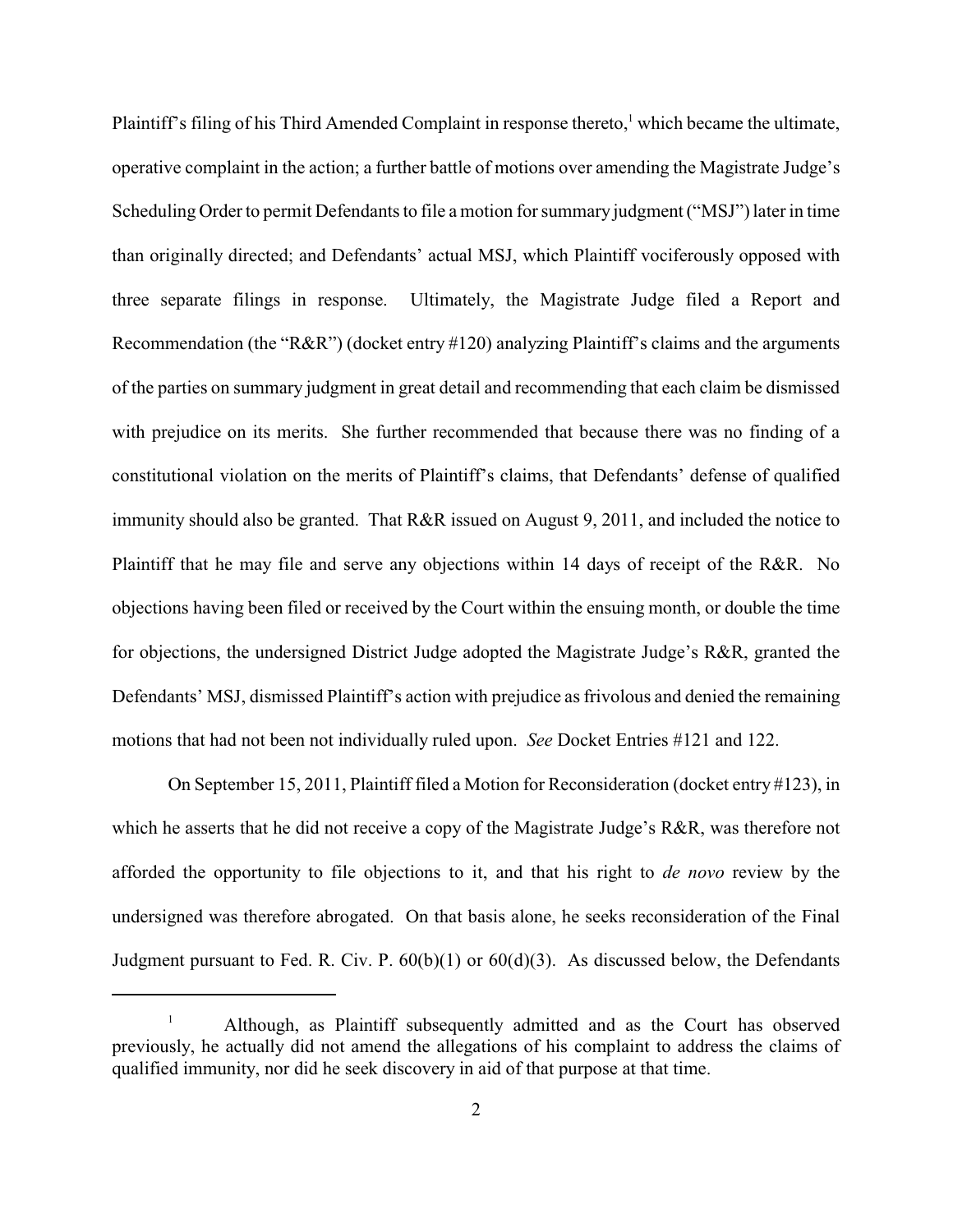Plaintiff's filing of his Third Amended Complaint in response thereto,[1] which became the ultimate, operative complaint in the action; a further battle of motions over amending the Magistrate Judge's Scheduling Order to permit Defendants to file a motion for summary judgment ("MSJ") later in time than originally directed; and Defendants' actual MSJ, which Plaintiff vociferously opposed with three separate filings in response. Ultimately, the Magistrate Judge filed a Report and Recommendation (the "R&R") (docket entry #120) analyzing Plaintiff's claims and the arguments of the parties on summary judgment in great detail and recommending that each claim be dismissed with prejudice on its merits. She further recommended that because there was no finding of a constitutional violation on the merits of Plaintiff's claims, that Defendants' defense of qualified immunity should also be granted. That R&R issued on August 9, 2011, and included the notice to Plaintiff that he may file and serve any objections within 14 days of receipt of the R&R. No objections having been filed or received by the Court within the ensuing month, or double the time for objections, the undersigned District Judge adopted the Magistrate Judge's R&R, granted the Defendants' MSJ, dismissed Plaintiff's action with prejudice as frivolous and denied the remaining motions that had not been not individually ruled upon. *See* Docket Entries #121 and 122.

On September 15, 2011, Plaintiff filed a Motion for Reconsideration (docket entry #123), in which he asserts that he did not receive a copy of the Magistrate Judge's R&R, was therefore not afforded the opportunity to file objections to it, and that his right to *de novo* review by the undersigned was therefore abrogated. On that basis alone, he seeks reconsideration of the Final Judgment pursuant to Fed. R. Civ. P. 60(b)(1) or 60(d)(3). As discussed below, the Defendants

---

[1] Although, as Plaintiff subsequently admitted and as the Court has observed previously, he actually did not amend the allegations of his complaint to address the claims of qualified immunity, nor did he seek discovery in aid of that purpose at that time.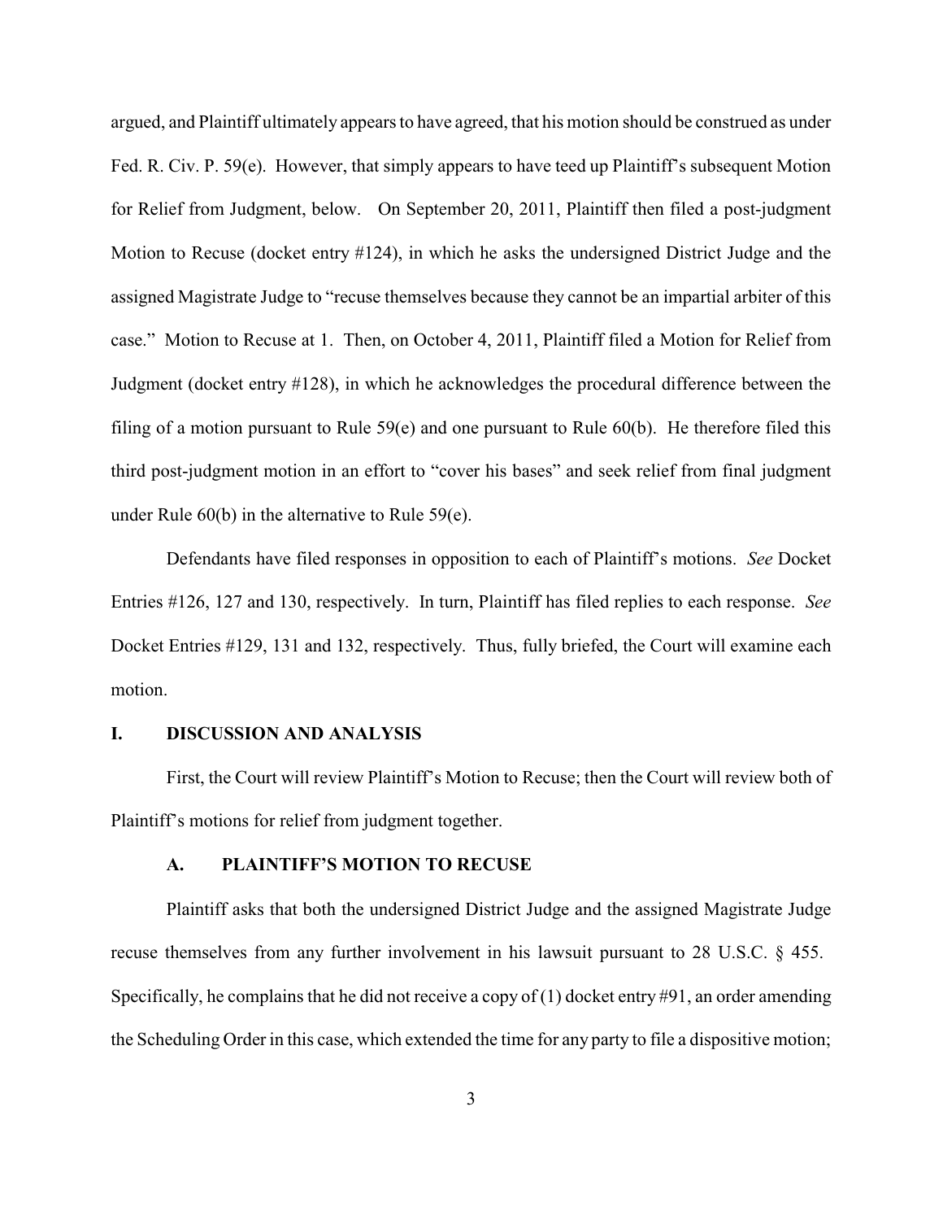argued, and Plaintiff ultimately appears to have agreed, that his motion should be construed as under Fed. R. Civ. P. 59(e). However, that simply appears to have teed up Plaintiff's subsequent Motion for Relief from Judgment, below. On September 20, 2011, Plaintiff then filed a post-judgment Motion to Recuse (docket entry #124), in which he asks the undersigned District Judge and the assigned Magistrate Judge to "recuse themselves because they cannot be an impartial arbiter of this case." Motion to Recuse at 1. Then, on October 4, 2011, Plaintiff filed a Motion for Relief from Judgment (docket entry #128), in which he acknowledges the procedural difference between the filing of a motion pursuant to Rule 59(e) and one pursuant to Rule 60(b). He therefore filed this third post-judgment motion in an effort to "cover his bases" and seek relief from final judgment under Rule 60(b) in the alternative to Rule 59(e).

Defendants have filed responses in opposition to each of Plaintiff's motions. *See* Docket Entries #126, 127 and 130, respectively. In turn, Plaintiff has filed replies to each response. *See* Docket Entries #129, 131 and 132, respectively. Thus, fully briefed, the Court will examine each motion.

## I. DISCUSSION AND ANALYSIS

First, the Court will review Plaintiff's Motion to Recuse; then the Court will review both of Plaintiff's motions for relief from judgment together.

### A. PLAINTIFF'S MOTION TO RECUSE

Plaintiff asks that both the undersigned District Judge and the assigned Magistrate Judge recuse themselves from any further involvement in his lawsuit pursuant to 28 U.S.C. § 455. Specifically, he complains that he did not receive a copy of (1) docket entry #91, an order amending the Scheduling Order in this case, which extended the time for any party to file a dispositive motion;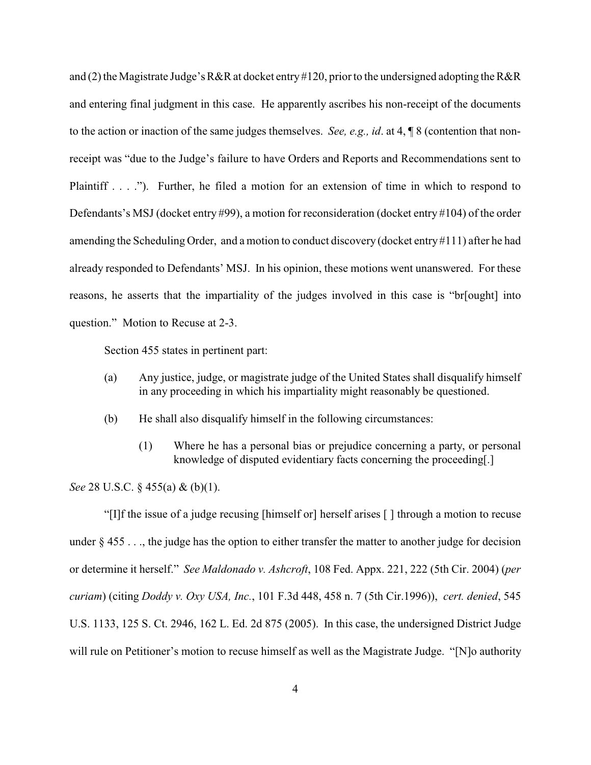and (2) the Magistrate Judge's R&R at docket entry #120, prior to the undersigned adopting the R&R and entering final judgment in this case. He apparently ascribes his non-receipt of the documents to the action or inaction of the same judges themselves. *See, e.g., id*. at 4, ¶ 8 (contention that non-receipt was "due to the Judge's failure to have Orders and Reports and Recommendations sent to Plaintiff . . . ."). Further, he filed a motion for an extension of time in which to respond to Defendants's MSJ (docket entry #99), a motion for reconsideration (docket entry #104) of the order amending the Scheduling Order, and a motion to conduct discovery (docket entry #111) after he had already responded to Defendants' MSJ. In his opinion, these motions went unanswered. For these reasons, he asserts that the impartiality of the judges involved in this case is "br[ought] into question." Motion to Recuse at 2-3.

Section 455 states in pertinent part:

> (a) Any justice, judge, or magistrate judge of the United States shall disqualify himself in any proceeding in which his impartiality might reasonably be questioned.
>
> (b) He shall also disqualify himself in the following circumstances:
>
> > (1) Where he has a personal bias or prejudice concerning a party, or personal knowledge of disputed evidentiary facts concerning the proceeding[.]

*See* 28 U.S.C. § 455(a) & (b)(1).

"[I]f the issue of a judge recusing [himself or] herself arises [ ] through a motion to recuse under § 455 . . ., the judge has the option to either transfer the matter to another judge for decision or determine it herself." *See Maldonado v. Ashcroft*, 108 Fed. Appx. 221, 222 (5th Cir. 2004) (*per curiam*) (citing *Doddy v. Oxy USA, Inc.*, 101 F.3d 448, 458 n. 7 (5th Cir.1996)), *cert. denied*, 545 U.S. 1133, 125 S. Ct. 2946, 162 L. Ed. 2d 875 (2005). In this case, the undersigned District Judge will rule on Petitioner's motion to recuse himself as well as the Magistrate Judge. "[N]o authority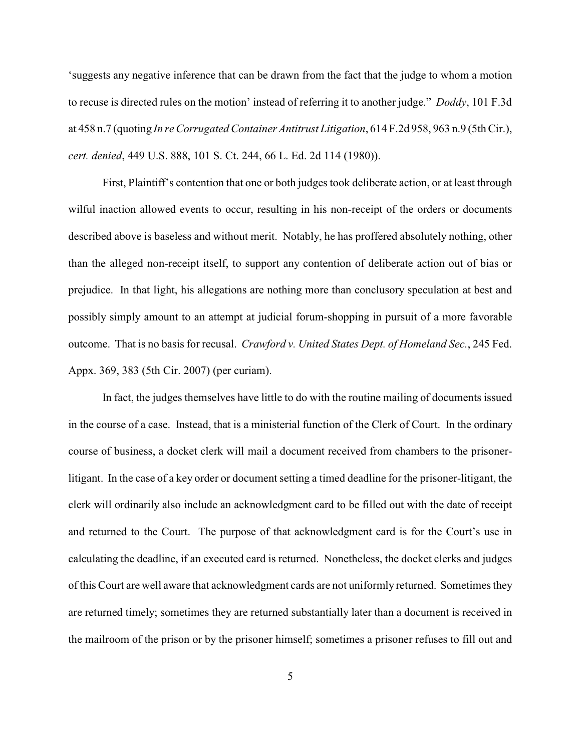'suggests any negative inference that can be drawn from the fact that the judge to whom a motion to recuse is directed rules on the motion' instead of referring it to another judge." *Doddy*, 101 F.3d at 458 n.7 (quoting *In re Corrugated Container Antitrust Litigation*, 614 F.2d 958, 963 n.9 (5th Cir.), *cert. denied*, 449 U.S. 888, 101 S. Ct. 244, 66 L. Ed. 2d 114 (1980)).

First, Plaintiff's contention that one or both judges took deliberate action, or at least through wilful inaction allowed events to occur, resulting in his non-receipt of the orders or documents described above is baseless and without merit. Notably, he has proffered absolutely nothing, other than the alleged non-receipt itself, to support any contention of deliberate action out of bias or prejudice. In that light, his allegations are nothing more than conclusory speculation at best and possibly simply amount to an attempt at judicial forum-shopping in pursuit of a more favorable outcome. That is no basis for recusal. *Crawford v. United States Dept. of Homeland Sec.*, 245 Fed. Appx. 369, 383 (5th Cir. 2007) (per curiam).

In fact, the judges themselves have little to do with the routine mailing of documents issued in the course of a case. Instead, that is a ministerial function of the Clerk of Court. In the ordinary course of business, a docket clerk will mail a document received from chambers to the prisoner-litigant. In the case of a key order or document setting a timed deadline for the prisoner-litigant, the clerk will ordinarily also include an acknowledgment card to be filled out with the date of receipt and returned to the Court. The purpose of that acknowledgment card is for the Court's use in calculating the deadline, if an executed card is returned. Nonetheless, the docket clerks and judges of this Court are well aware that acknowledgment cards are not uniformly returned. Sometimes they are returned timely; sometimes they are returned substantially later than a document is received in the mailroom of the prison or by the prisoner himself; sometimes a prisoner refuses to fill out and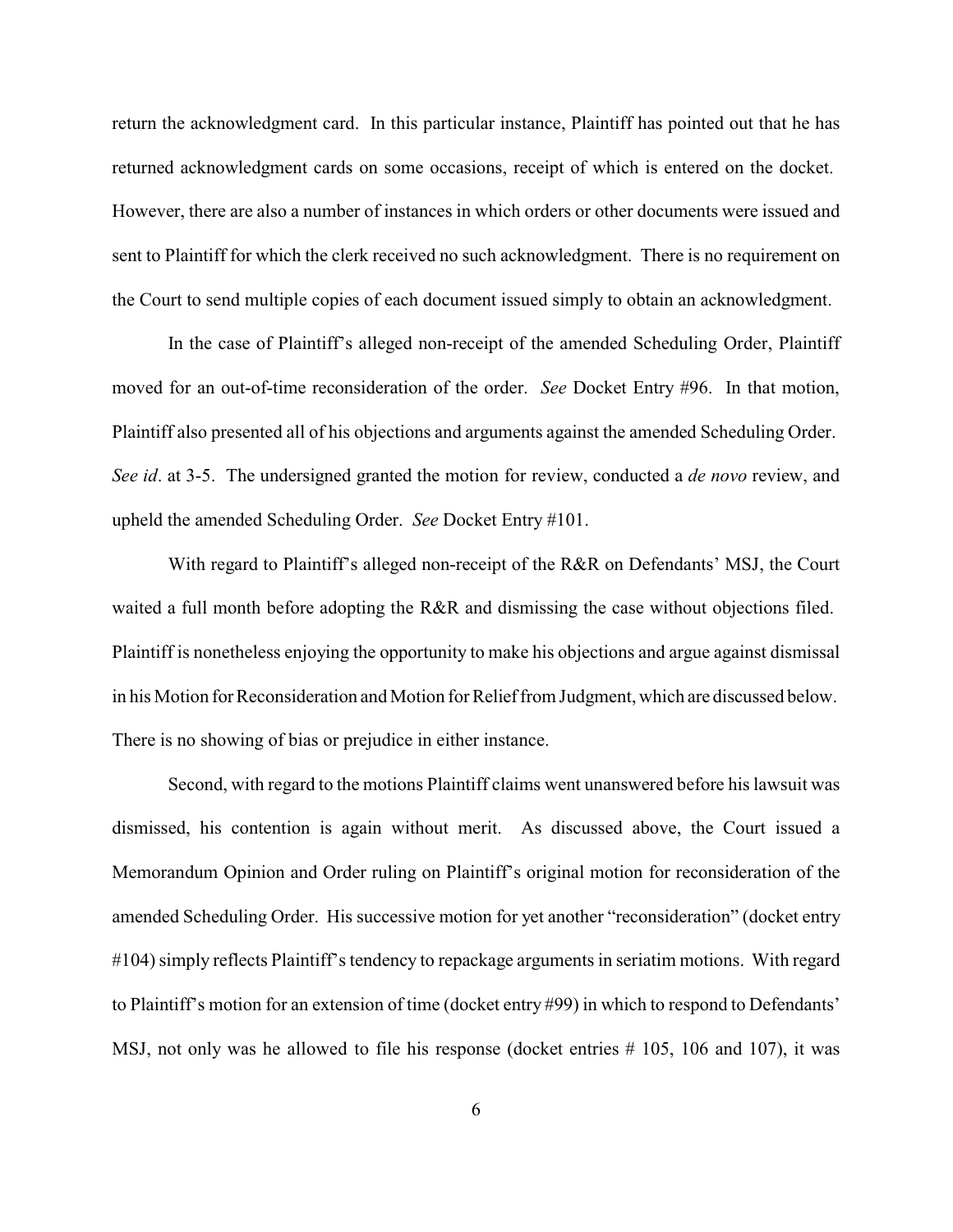return the acknowledgment card. In this particular instance, Plaintiff has pointed out that he has returned acknowledgment cards on some occasions, receipt of which is entered on the docket. However, there are also a number of instances in which orders or other documents were issued and sent to Plaintiff for which the clerk received no such acknowledgment. There is no requirement on the Court to send multiple copies of each document issued simply to obtain an acknowledgment.

In the case of Plaintiff's alleged non-receipt of the amended Scheduling Order, Plaintiff moved for an out-of-time reconsideration of the order. *See* Docket Entry #96. In that motion, Plaintiff also presented all of his objections and arguments against the amended Scheduling Order. *See id*. at 3-5. The undersigned granted the motion for review, conducted a *de novo* review, and upheld the amended Scheduling Order. *See* Docket Entry #101.

With regard to Plaintiff's alleged non-receipt of the R&R on Defendants' MSJ, the Court waited a full month before adopting the R&R and dismissing the case without objections filed. Plaintiff is nonetheless enjoying the opportunity to make his objections and argue against dismissal in his Motion for Reconsideration and Motion for Relief from Judgment, which are discussed below. There is no showing of bias or prejudice in either instance.

Second, with regard to the motions Plaintiff claims went unanswered before his lawsuit was dismissed, his contention is again without merit. As discussed above, the Court issued a Memorandum Opinion and Order ruling on Plaintiff's original motion for reconsideration of the amended Scheduling Order. His successive motion for yet another "reconsideration" (docket entry #104) simply reflects Plaintiff's tendency to repackage arguments in seriatim motions. With regard to Plaintiff's motion for an extension of time (docket entry #99) in which to respond to Defendants' MSJ, not only was he allowed to file his response (docket entries # 105, 106 and 107), it was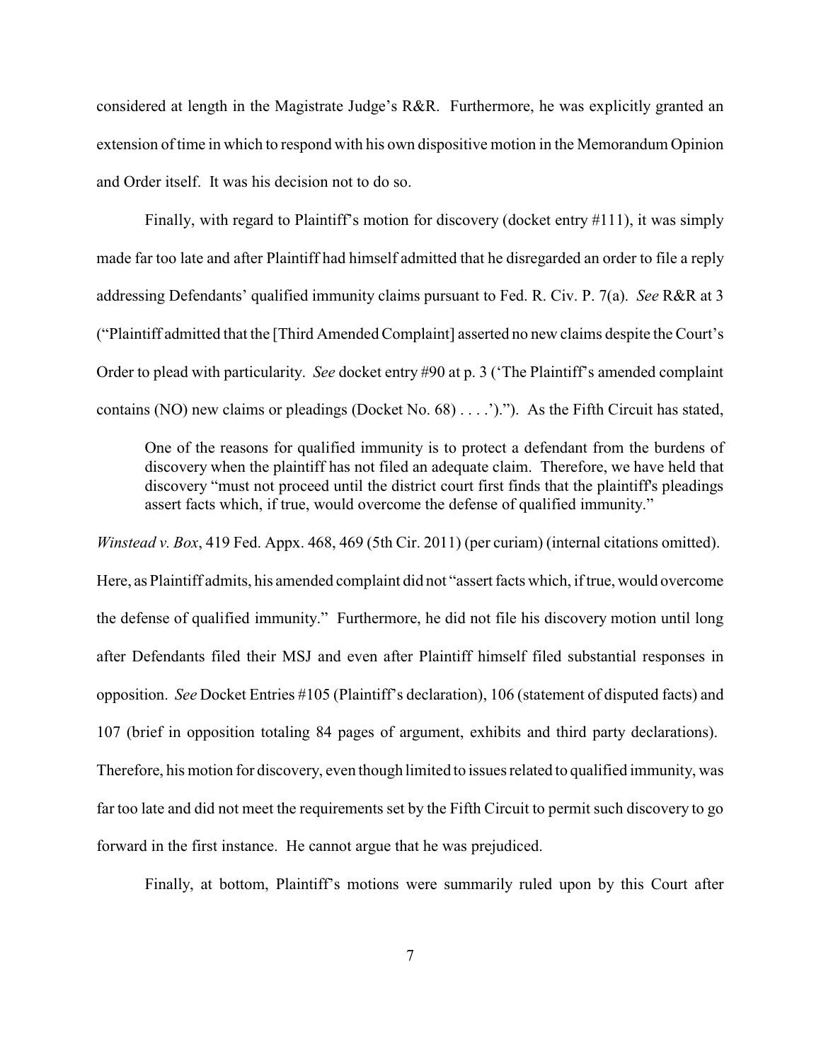considered at length in the Magistrate Judge's R&R. Furthermore, he was explicitly granted an extension of time in which to respond with his own dispositive motion in the Memorandum Opinion and Order itself. It was his decision not to do so.

Finally, with regard to Plaintiff's motion for discovery (docket entry #111), it was simply made far too late and after Plaintiff had himself admitted that he disregarded an order to file a reply addressing Defendants' qualified immunity claims pursuant to Fed. R. Civ. P. 7(a). *See* R&R at 3 ("Plaintiff admitted that the [Third Amended Complaint] asserted no new claims despite the Court's Order to plead with particularity. *See* docket entry #90 at p. 3 ('The Plaintiff's amended complaint contains (NO) new claims or pleadings (Docket No. 68) . . . .')."). As the Fifth Circuit has stated,

> One of the reasons for qualified immunity is to protect a defendant from the burdens of discovery when the plaintiff has not filed an adequate claim. Therefore, we have held that discovery "must not proceed until the district court first finds that the plaintiff's pleadings assert facts which, if true, would overcome the defense of qualified immunity."

*Winstead v. Box*, 419 Fed. Appx. 468, 469 (5th Cir. 2011) (per curiam) (internal citations omitted). Here, as Plaintiff admits, his amended complaint did not "assert facts which, if true, would overcome the defense of qualified immunity." Furthermore, he did not file his discovery motion until long after Defendants filed their MSJ and even after Plaintiff himself filed substantial responses in opposition. *See* Docket Entries #105 (Plaintiff's declaration), 106 (statement of disputed facts) and 107 (brief in opposition totaling 84 pages of argument, exhibits and third party declarations). Therefore, his motion for discovery, even though limited to issues related to qualified immunity, was far too late and did not meet the requirements set by the Fifth Circuit to permit such discovery to go forward in the first instance. He cannot argue that he was prejudiced.

Finally, at bottom, Plaintiff's motions were summarily ruled upon by this Court after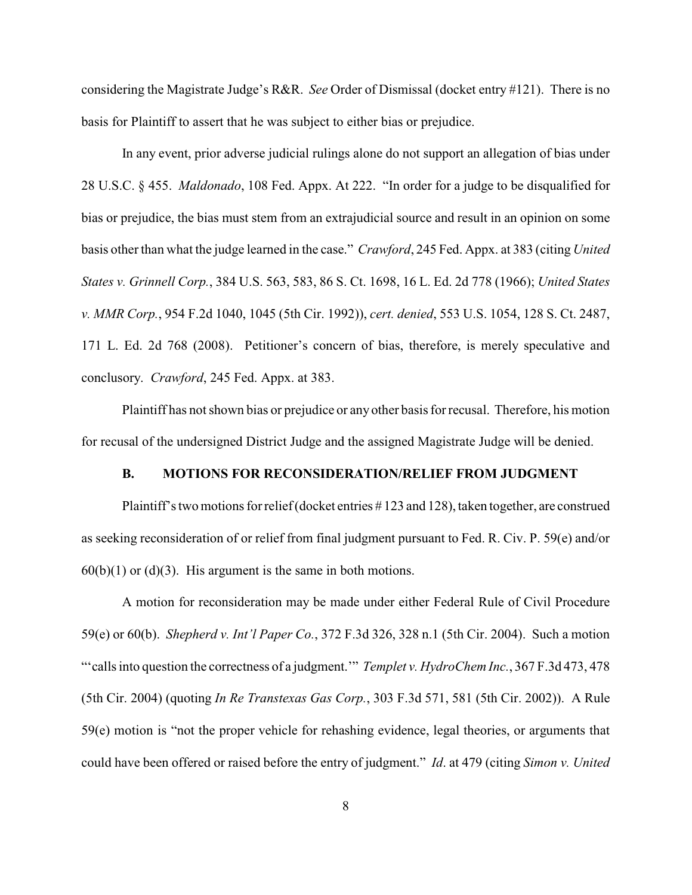considering the Magistrate Judge's R&R. *See* Order of Dismissal (docket entry #121). There is no basis for Plaintiff to assert that he was subject to either bias or prejudice.

In any event, prior adverse judicial rulings alone do not support an allegation of bias under 28 U.S.C. § 455. *Maldonado*, 108 Fed. Appx. At 222. "In order for a judge to be disqualified for bias or prejudice, the bias must stem from an extrajudicial source and result in an opinion on some basis other than what the judge learned in the case." *Crawford*, 245 Fed. Appx. at 383 (citing *United States v. Grinnell Corp.*, 384 U.S. 563, 583, 86 S. Ct. 1698, 16 L. Ed. 2d 778 (1966); *United States v. MMR Corp.*, 954 F.2d 1040, 1045 (5th Cir. 1992)), *cert. denied*, 553 U.S. 1054, 128 S. Ct. 2487, 171 L. Ed. 2d 768 (2008). Petitioner's concern of bias, therefore, is merely speculative and conclusory. *Crawford*, 245 Fed. Appx. at 383.

Plaintiff has not shown bias or prejudice or any other basis for recusal. Therefore, his motion for recusal of the undersigned District Judge and the assigned Magistrate Judge will be denied.

### B. MOTIONS FOR RECONSIDERATION/RELIEF FROM JUDGMENT

Plaintiff's two motions for relief (docket entries # 123 and 128), taken together, are construed as seeking reconsideration of or relief from final judgment pursuant to Fed. R. Civ. P. 59(e) and/or 60(b)(1) or (d)(3). His argument is the same in both motions.

A motion for reconsideration may be made under either Federal Rule of Civil Procedure 59(e) or 60(b). *Shepherd v. Int'l Paper Co.*, 372 F.3d 326, 328 n.1 (5th Cir. 2004). Such a motion "'calls into question the correctness of a judgment.'" *Templet v. HydroChem Inc.*, 367 F.3d 473, 478 (5th Cir. 2004) (quoting *In Re Transtexas Gas Corp.*, 303 F.3d 571, 581 (5th Cir. 2002)). A Rule 59(e) motion is "not the proper vehicle for rehashing evidence, legal theories, or arguments that could have been offered or raised before the entry of judgment." *Id*. at 479 (citing *Simon v. United*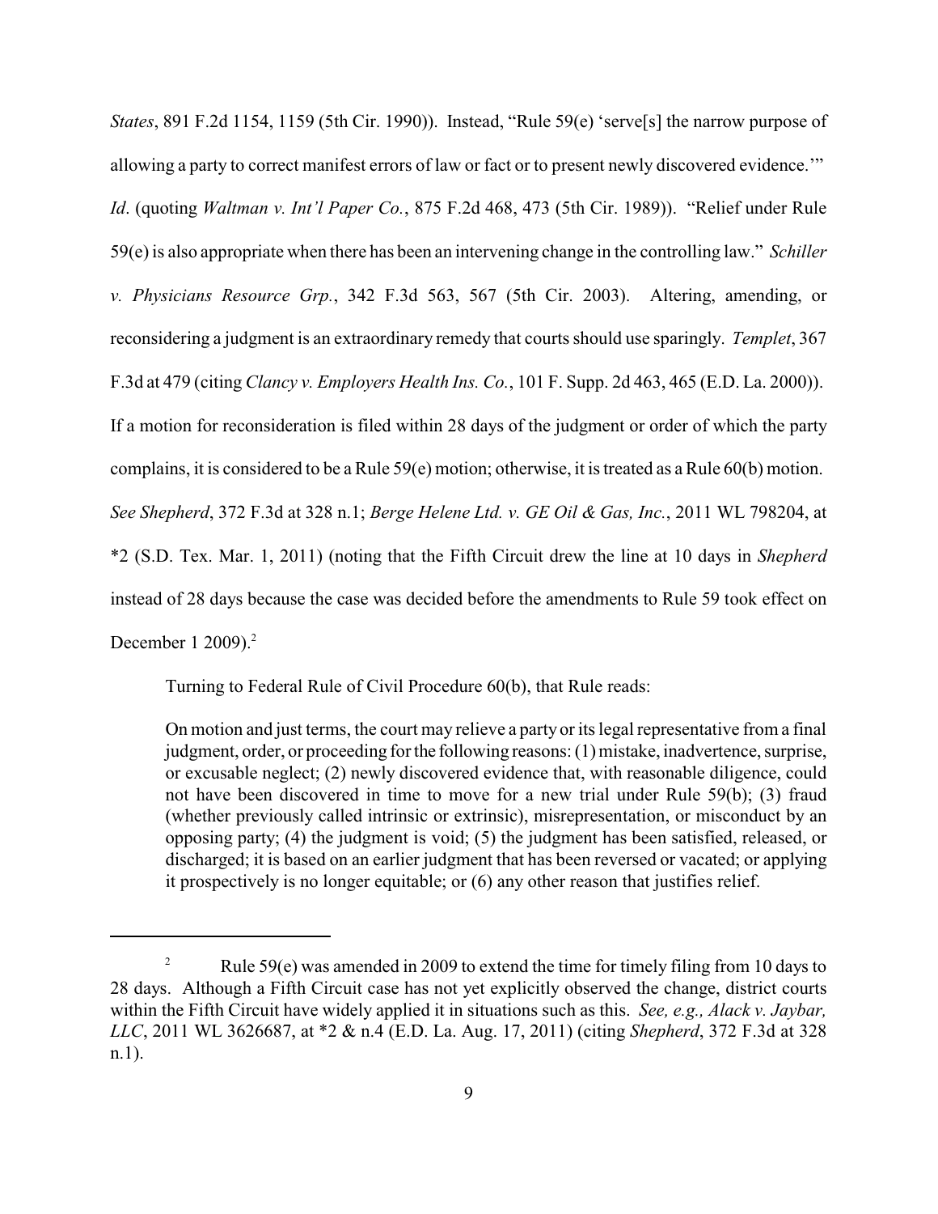*States*, 891 F.2d 1154, 1159 (5th Cir. 1990)). Instead, "Rule 59(e) 'serve[s] the narrow purpose of allowing a party to correct manifest errors of law or fact or to present newly discovered evidence.'" *Id*. (quoting *Waltman v. Int'l Paper Co.*, 875 F.2d 468, 473 (5th Cir. 1989)). "Relief under Rule 59(e) is also appropriate when there has been an intervening change in the controlling law." *Schiller v. Physicians Resource Grp.*, 342 F.3d 563, 567 (5th Cir. 2003). Altering, amending, or reconsidering a judgment is an extraordinary remedy that courts should use sparingly. *Templet*, 367 F.3d at 479 (citing *Clancy v. Employers Health Ins. Co.*, 101 F. Supp. 2d 463, 465 (E.D. La. 2000)). If a motion for reconsideration is filed within 28 days of the judgment or order of which the party complains, it is considered to be a Rule 59(e) motion; otherwise, it is treated as a Rule 60(b) motion. *See Shepherd*, 372 F.3d at 328 n.1; *Berge Helene Ltd. v. GE Oil & Gas, Inc.*, 2011 WL 798204, at *2 (S.D. Tex. Mar. 1, 2011) (noting that the Fifth Circuit drew the line at 10 days in *Shepherd* instead of 28 days because the case was decided before the amendments to Rule 59 took effect on December 1 2009).[2]

Turning to Federal Rule of Civil Procedure 60(b), that Rule reads:

> On motion and just terms, the court may relieve a party or its legal representative from a final judgment, order, or proceeding for the following reasons: (1) mistake, inadvertence, surprise, or excusable neglect; (2) newly discovered evidence that, with reasonable diligence, could not have been discovered in time to move for a new trial under Rule 59(b); (3) fraud (whether previously called intrinsic or extrinsic), misrepresentation, or misconduct by an opposing party; (4) the judgment is void; (5) the judgment has been satisfied, released, or discharged; it is based on an earlier judgment that has been reversed or vacated; or applying it prospectively is no longer equitable; or (6) any other reason that justifies relief.

---

[2] Rule 59(e) was amended in 2009 to extend the time for timely filing from 10 days to 28 days. Although a Fifth Circuit case has not yet explicitly observed the change, district courts within the Fifth Circuit have widely applied it in situations such as this. *See, e.g., Alack v. Jaybar, LLC*, 2011 WL 3626687, at *2 & n.4 (E.D. La. Aug. 17, 2011) (citing *Shepherd*, 372 F.3d at 328 n.1).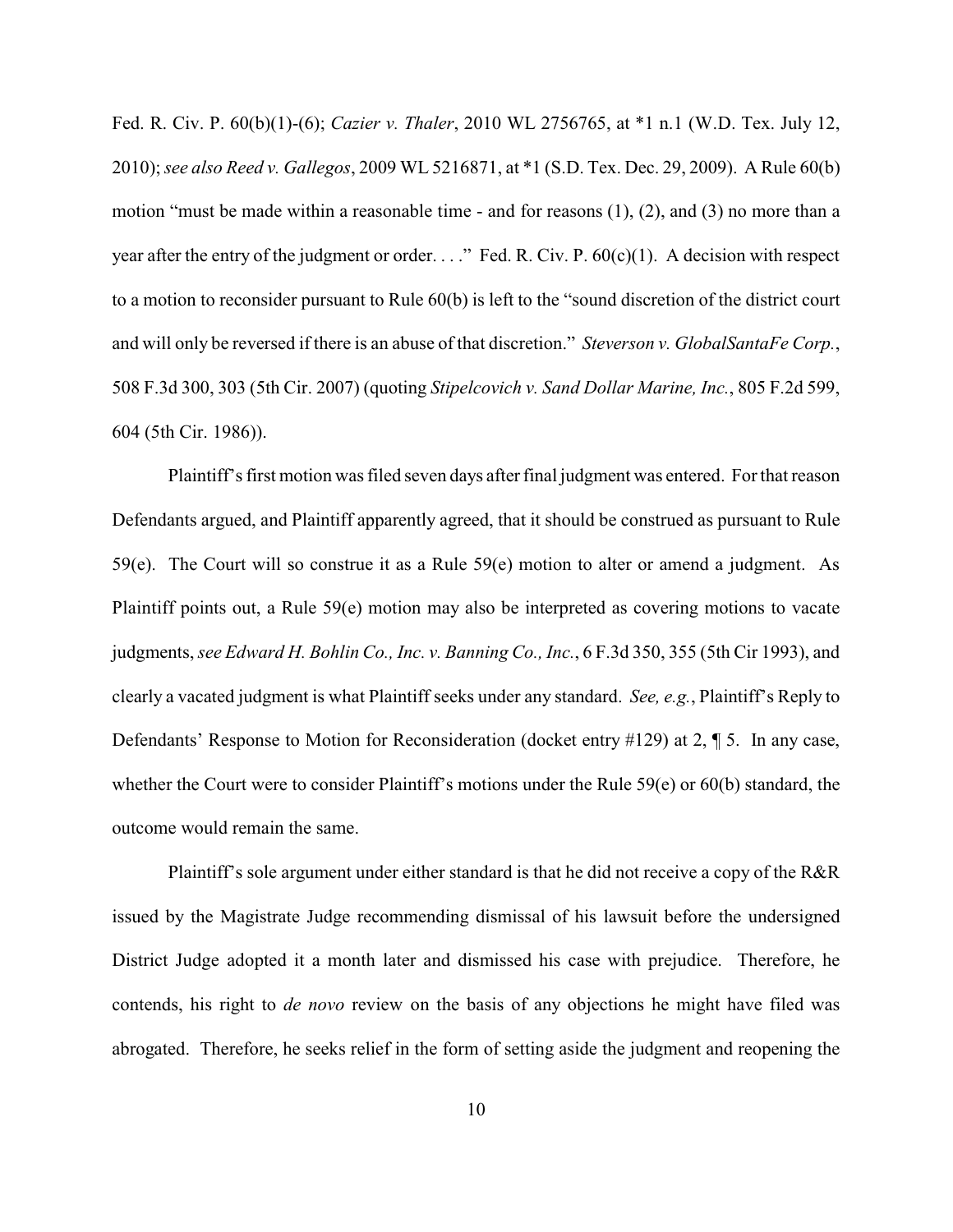Fed. R. Civ. P. 60(b)(1)-(6); *Cazier v. Thaler*, 2010 WL 2756765, at *1 n.1 (W.D. Tex. July 12, 2010); *see also Reed v. Gallegos*, 2009 WL 5216871, at *1 (S.D. Tex. Dec. 29, 2009). A Rule 60(b) motion "must be made within a reasonable time - and for reasons (1), (2), and (3) no more than a year after the entry of the judgment or order. . . ." Fed. R. Civ. P. 60(c)(1). A decision with respect to a motion to reconsider pursuant to Rule 60(b) is left to the "sound discretion of the district court and will only be reversed if there is an abuse of that discretion." *Steverson v. GlobalSantaFe Corp.*, 508 F.3d 300, 303 (5th Cir. 2007) (quoting *Stipelcovich v. Sand Dollar Marine, Inc.*, 805 F.2d 599, 604 (5th Cir. 1986)).

Plaintiff's first motion was filed seven days after final judgment was entered. For that reason Defendants argued, and Plaintiff apparently agreed, that it should be construed as pursuant to Rule 59(e). The Court will so construe it as a Rule 59(e) motion to alter or amend a judgment. As Plaintiff points out, a Rule 59(e) motion may also be interpreted as covering motions to vacate judgments, *see Edward H. Bohlin Co., Inc. v. Banning Co., Inc.*, 6 F.3d 350, 355 (5th Cir 1993), and clearly a vacated judgment is what Plaintiff seeks under any standard. *See, e.g.*, Plaintiff's Reply to Defendants' Response to Motion for Reconsideration (docket entry #129) at 2, ¶ 5. In any case, whether the Court were to consider Plaintiff's motions under the Rule 59(e) or 60(b) standard, the outcome would remain the same.

Plaintiff's sole argument under either standard is that he did not receive a copy of the R&R issued by the Magistrate Judge recommending dismissal of his lawsuit before the undersigned District Judge adopted it a month later and dismissed his case with prejudice. Therefore, he contends, his right to *de novo* review on the basis of any objections he might have filed was abrogated. Therefore, he seeks relief in the form of setting aside the judgment and reopening the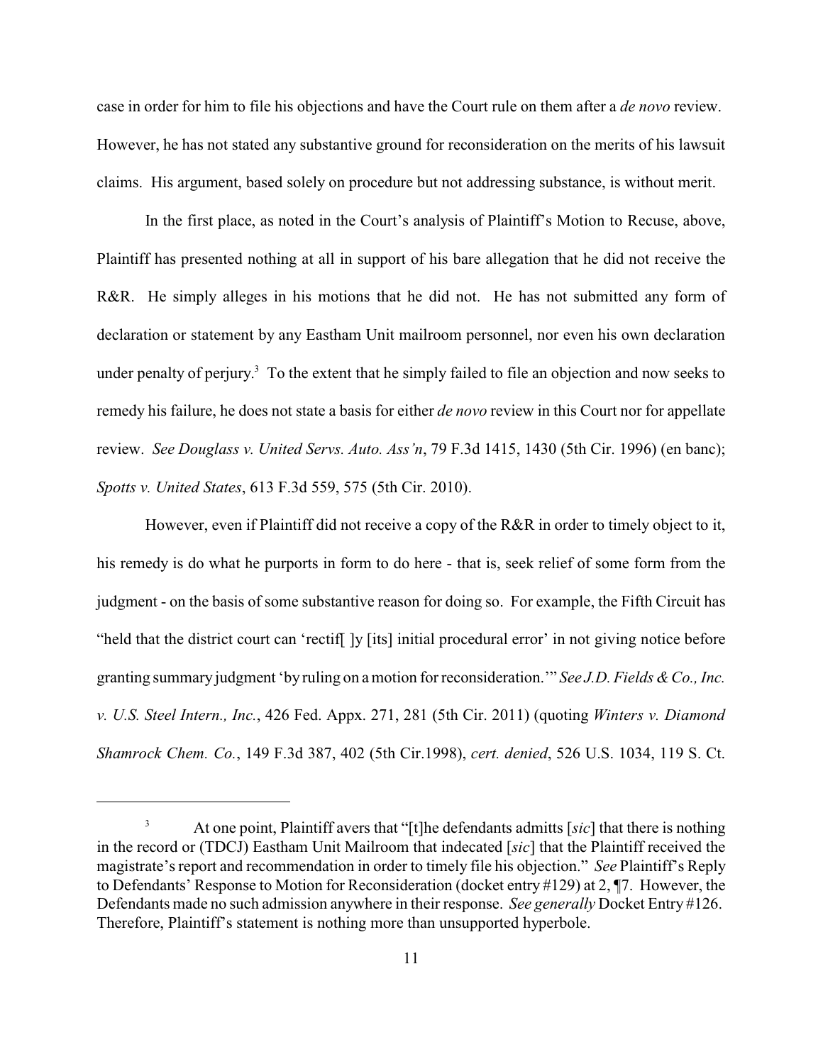case in order for him to file his objections and have the Court rule on them after a *de novo* review. However, he has not stated any substantive ground for reconsideration on the merits of his lawsuit claims. His argument, based solely on procedure but not addressing substance, is without merit.

In the first place, as noted in the Court's analysis of Plaintiff's Motion to Recuse, above, Plaintiff has presented nothing at all in support of his bare allegation that he did not receive the R&R. He simply alleges in his motions that he did not. He has not submitted any form of declaration or statement by any Eastham Unit mailroom personnel, nor even his own declaration under penalty of perjury.[3] To the extent that he simply failed to file an objection and now seeks to remedy his failure, he does not state a basis for either *de novo* review in this Court nor for appellate review. *See Douglass v. United Servs. Auto. Ass'n*, 79 F.3d 1415, 1430 (5th Cir. 1996) (en banc); *Spotts v. United States*, 613 F.3d 559, 575 (5th Cir. 2010).

However, even if Plaintiff did not receive a copy of the R&R in order to timely object to it, his remedy is do what he purports in form to do here - that is, seek relief of some form from the judgment - on the basis of some substantive reason for doing so. For example, the Fifth Circuit has "held that the district court can 'rectif[ ]y [its] initial procedural error' in not giving notice before granting summary judgment 'by ruling on a motion for reconsideration.'" *See J.D. Fields & Co., Inc. v. U.S. Steel Intern., Inc.*, 426 Fed. Appx. 271, 281 (5th Cir. 2011) (quoting *Winters v. Diamond Shamrock Chem. Co.*, 149 F.3d 387, 402 (5th Cir.1998), *cert. denied*, 526 U.S. 1034, 119 S. Ct.

---

[3] At one point, Plaintiff avers that "[t]he defendants admitts [*sic*] that there is nothing in the record or (TDCJ) Eastham Unit Mailroom that indecated [*sic*] that the Plaintiff received the magistrate's report and recommendation in order to timely file his objection." *See* Plaintiff's Reply to Defendants' Response to Motion for Reconsideration (docket entry #129) at 2, ¶7. However, the Defendants made no such admission anywhere in their response. *See generally* Docket Entry #126. Therefore, Plaintiff's statement is nothing more than unsupported hyperbole.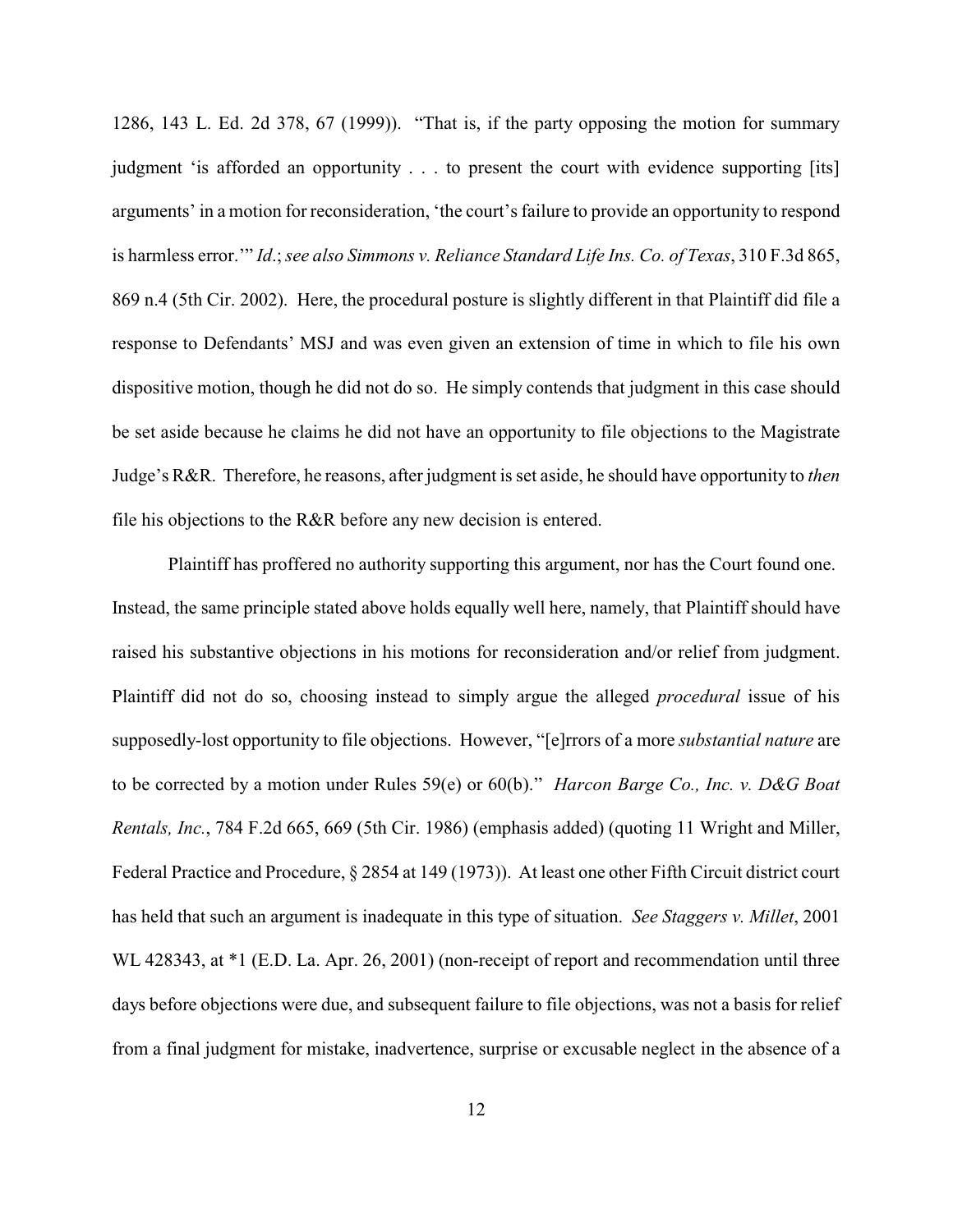1286, 143 L. Ed. 2d 378, 67 (1999)). "That is, if the party opposing the motion for summary judgment 'is afforded an opportunity . . . to present the court with evidence supporting [its] arguments' in a motion for reconsideration, 'the court's failure to provide an opportunity to respond is harmless error.'" *Id*.; *see also Simmons v. Reliance Standard Life Ins. Co. of Texas*, 310 F.3d 865, 869 n.4 (5th Cir. 2002). Here, the procedural posture is slightly different in that Plaintiff did file a response to Defendants' MSJ and was even given an extension of time in which to file his own dispositive motion, though he did not do so. He simply contends that judgment in this case should be set aside because he claims he did not have an opportunity to file objections to the Magistrate Judge's R&R. Therefore, he reasons, after judgment is set aside, he should have opportunity to *then* file his objections to the R&R before any new decision is entered.

Plaintiff has proffered no authority supporting this argument, nor has the Court found one. Instead, the same principle stated above holds equally well here, namely, that Plaintiff should have raised his substantive objections in his motions for reconsideration and/or relief from judgment. Plaintiff did not do so, choosing instead to simply argue the alleged *procedural* issue of his supposedly-lost opportunity to file objections. However, "[e]rrors of a more *substantial nature* are to be corrected by a motion under Rules 59(e) or 60(b)." *Harcon Barge Co., Inc. v. D&G Boat Rentals, Inc.*, 784 F.2d 665, 669 (5th Cir. 1986) (emphasis added) (quoting 11 Wright and Miller, Federal Practice and Procedure, § 2854 at 149 (1973)). At least one other Fifth Circuit district court has held that such an argument is inadequate in this type of situation. *See Staggers v. Millet*, 2001 WL 428343, at *1 (E.D. La. Apr. 26, 2001) (non-receipt of report and recommendation until three days before objections were due, and subsequent failure to file objections, was not a basis for relief from a final judgment for mistake, inadvertence, surprise or excusable neglect in the absence of a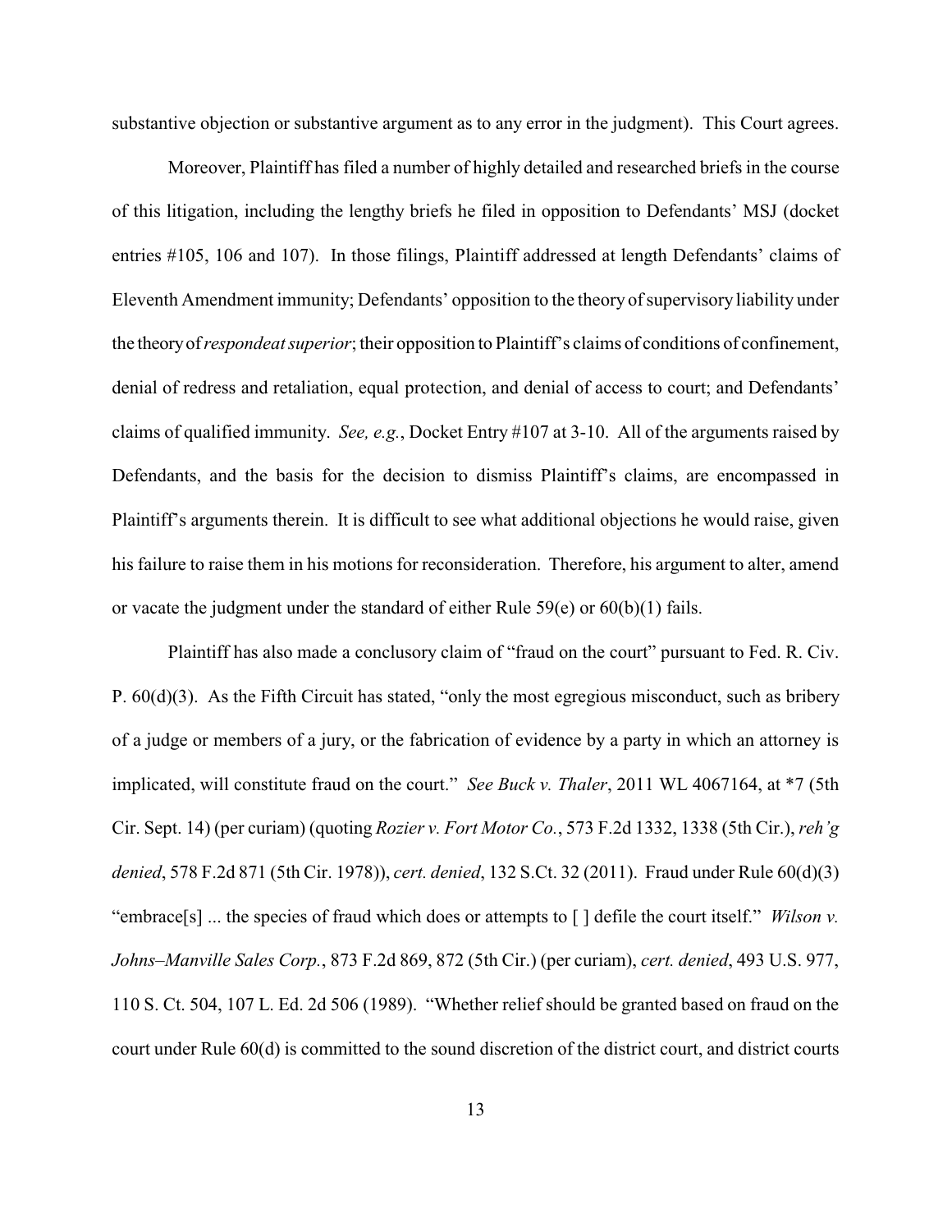substantive objection or substantive argument as to any error in the judgment). This Court agrees.

Moreover, Plaintiff has filed a number of highly detailed and researched briefs in the course of this litigation, including the lengthy briefs he filed in opposition to Defendants' MSJ (docket entries #105, 106 and 107). In those filings, Plaintiff addressed at length Defendants' claims of Eleventh Amendment immunity; Defendants' opposition to the theory of supervisory liability under the theory of *respondeat superior*; their opposition to Plaintiff's claims of conditions of confinement, denial of redress and retaliation, equal protection, and denial of access to court; and Defendants' claims of qualified immunity. *See, e.g.*, Docket Entry #107 at 3-10. All of the arguments raised by Defendants, and the basis for the decision to dismiss Plaintiff's claims, are encompassed in Plaintiff's arguments therein. It is difficult to see what additional objections he would raise, given his failure to raise them in his motions for reconsideration. Therefore, his argument to alter, amend or vacate the judgment under the standard of either Rule 59(e) or 60(b)(1) fails.

Plaintiff has also made a conclusory claim of "fraud on the court" pursuant to Fed. R. Civ. P. 60(d)(3). As the Fifth Circuit has stated, "only the most egregious misconduct, such as bribery of a judge or members of a jury, or the fabrication of evidence by a party in which an attorney is implicated, will constitute fraud on the court." *See Buck v. Thaler*, 2011 WL 4067164, at *7 (5th Cir. Sept. 14) (per curiam) (quoting *Rozier v. Fort Motor Co.*, 573 F.2d 1332, 1338 (5th Cir.), *reh'g denied*, 578 F.2d 871 (5th Cir. 1978)), *cert. denied*, 132 S.Ct. 32 (2011). Fraud under Rule 60(d)(3) "embrace[s] ... the species of fraud which does or attempts to [ ] defile the court itself." *Wilson v. Johns–Manville Sales Corp.*, 873 F.2d 869, 872 (5th Cir.) (per curiam), *cert. denied*, 493 U.S. 977, 110 S. Ct. 504, 107 L. Ed. 2d 506 (1989). "Whether relief should be granted based on fraud on the court under Rule 60(d) is committed to the sound discretion of the district court, and district courts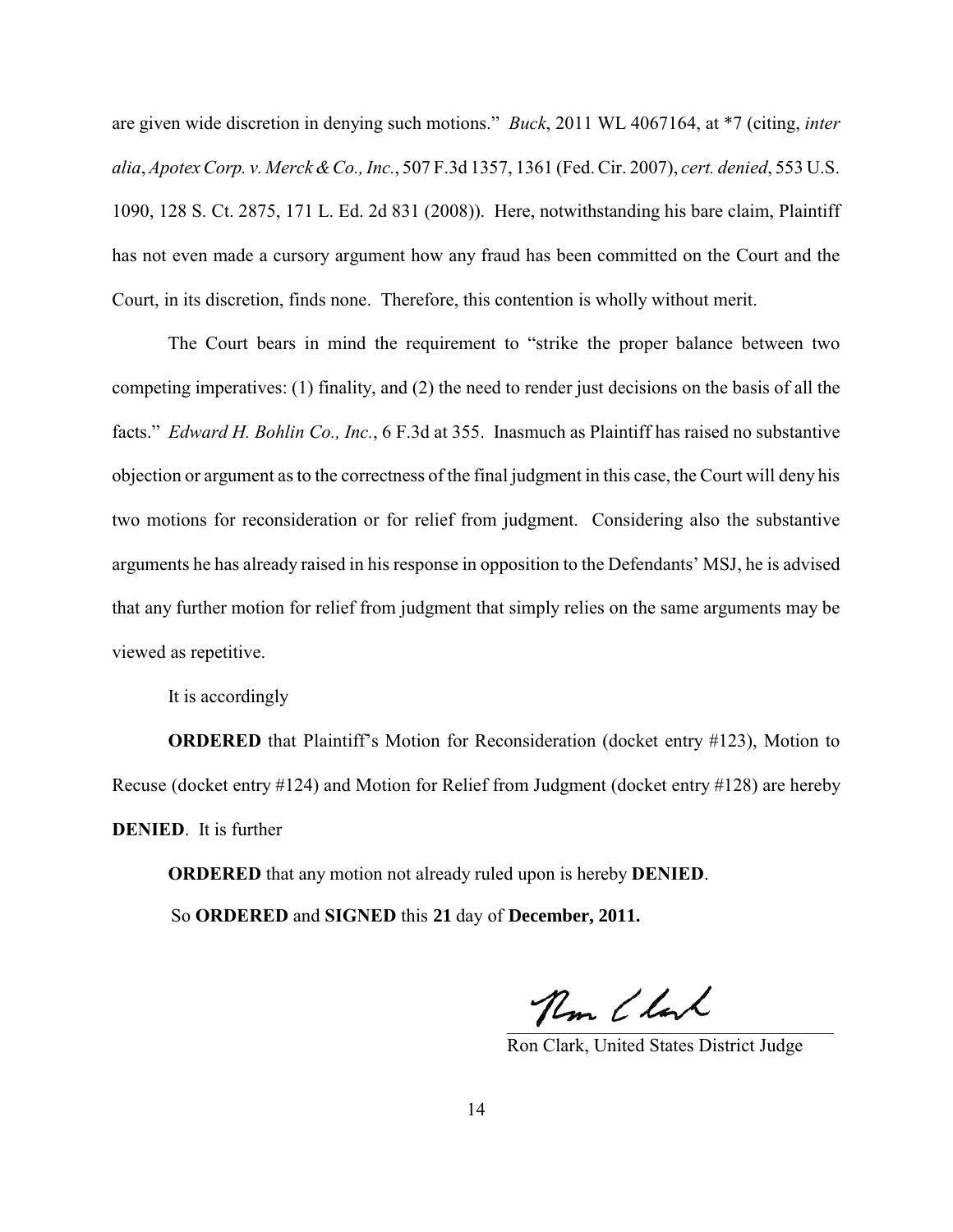are given wide discretion in denying such motions." *Buck*, 2011 WL 4067164, at *7 (citing, *inter alia*, *Apotex Corp. v. Merck & Co., Inc.*, 507 F.3d 1357, 1361 (Fed. Cir. 2007), *cert. denied*, 553 U.S. 1090, 128 S. Ct. 2875, 171 L. Ed. 2d 831 (2008)). Here, notwithstanding his bare claim, Plaintiff has not even made a cursory argument how any fraud has been committed on the Court and the Court, in its discretion, finds none. Therefore, this contention is wholly without merit.

The Court bears in mind the requirement to "strike the proper balance between two competing imperatives: (1) finality, and (2) the need to render just decisions on the basis of all the facts." *Edward H. Bohlin Co., Inc.*, 6 F.3d at 355. Inasmuch as Plaintiff has raised no substantive objection or argument as to the correctness of the final judgment in this case, the Court will deny his two motions for reconsideration or for relief from judgment. Considering also the substantive arguments he has already raised in his response in opposition to the Defendants' MSJ, he is advised that any further motion for relief from judgment that simply relies on the same arguments may be viewed as repetitive.

It is accordingly

**ORDERED** that Plaintiff's Motion for Reconsideration (docket entry #123), Motion to Recuse (docket entry #124) and Motion for Relief from Judgment (docket entry #128) are hereby **DENIED**. It is further

**ORDERED** that any motion not already ruled upon is hereby **DENIED**.

So **ORDERED** and **SIGNED** this **21** day of **December, 2011.**

Ron Clark, United States District Judge